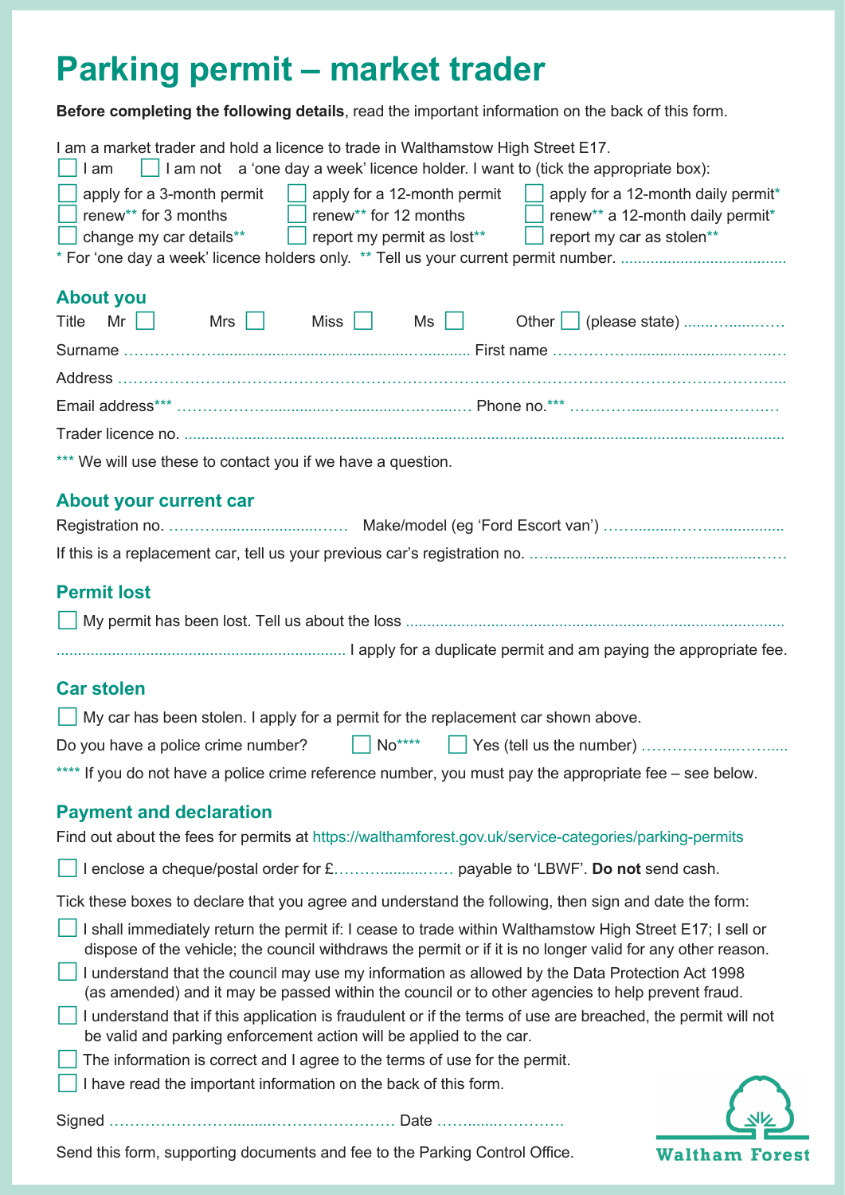# Parking permit – market trader

**Before completing the following details**, read the important information on the back of this form.

I am a market trader and hold a licence to trade in Walthamstow High Street E17.

☐ I am ☐ I am not a 'one day a week' licence holder. I want to (tick the appropriate box):

| | | |
|---|---|---|
| ☐ apply for a 3-month permit | ☐ apply for a 12-month permit | ☐ apply for a 12-month daily permit* |
| ☐ renew** for 3 months | ☐ renew** for 12 months | ☐ renew** a 12-month daily permit* |
| ☐ change my car details** | ☐ report my permit as lost** | ☐ report my car as stolen** |

* For 'one day a week' licence holders only. ** Tell us your current permit number. .......................................

## About you

Title Mr ☐ Mrs ☐ Miss ☐ Ms ☐ Other ☐ (please state) ....................

Surname .................................................................. First name ..........................................

Address ..............................................................................................................................

Email address*** ........................................................ Phone no.*** ....................................

Trader licence no. ...................................................................................................................

*** We will use these to contact you if we have a question.

## About your current car

Registration no. .................................... Make/model (eg 'Ford Escort van') ..............................

If this is a replacement car, tell us your previous car's registration no. ..........................................

## Permit lost

☐ My permit has been lost. Tell us about the loss ....................................................................

.................................................................... I apply for a duplicate permit and am paying the appropriate fee.

## Car stolen

☐ My car has been stolen. I apply for a permit for the replacement car shown above.

Do you have a police crime number? ☐ No**** ☐ Yes (tell us the number) ..............................

**** If you do not have a police crime reference number, you must pay the appropriate fee – see below.

## Payment and declaration

Find out about the fees for permits at https://walthamforest.gov.uk/service-categories/parking-permits

☐ I enclose a cheque/postal order for £.......................... payable to 'LBWF'. **Do not** send cash.

Tick these boxes to declare that you agree and understand the following, then sign and date the form:

☐ I shall immediately return the permit if: I cease to trade within Walthamstow High Street E17; I sell or dispose of the vehicle; the council withdraws the permit or if it is no longer valid for any other reason.

☐ I understand that the council may use my information as allowed by the Data Protection Act 1998 (as amended) and it may be passed within the council or to other agencies to help prevent fraud.

☐ I understand that if this application is fraudulent or if the terms of use are breached, the permit will not be valid and parking enforcement action will be applied to the car.

☐ The information is correct and I agree to the terms of use for the permit.

☐ I have read the important information on the back of this form.

Signed .................................................. Date ..........................

Send this form, supporting documents and fee to the Parking Control Office.

Waltham Forest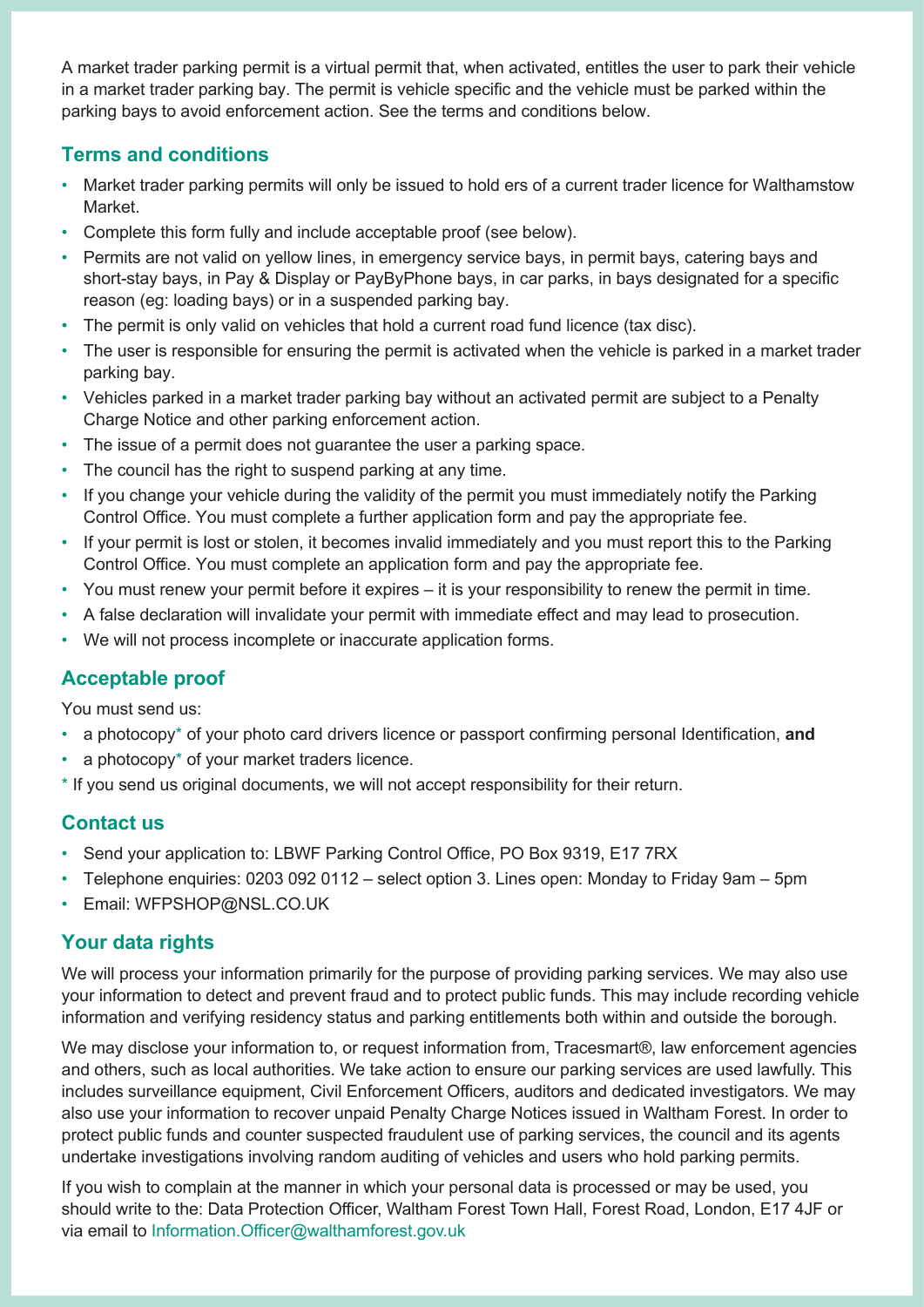A market trader parking permit is a virtual permit that, when activated, entitles the user to park their vehicle in a market trader parking bay. The permit is vehicle specific and the vehicle must be parked within the parking bays to avoid enforcement action. See the terms and conditions below.

## Terms and conditions

- Market trader parking permits will only be issued to hold ers of a current trader licence for Walthamstow Market.
- Complete this form fully and include acceptable proof (see below).
- Permits are not valid on yellow lines, in emergency service bays, in permit bays, catering bays and short-stay bays, in Pay & Display or PayByPhone bays, in car parks, in bays designated for a specific reason (eg: loading bays) or in a suspended parking bay.
- The permit is only valid on vehicles that hold a current road fund licence (tax disc).
- The user is responsible for ensuring the permit is activated when the vehicle is parked in a market trader parking bay.
- Vehicles parked in a market trader parking bay without an activated permit are subject to a Penalty Charge Notice and other parking enforcement action.
- The issue of a permit does not guarantee the user a parking space.
- The council has the right to suspend parking at any time.
- If you change your vehicle during the validity of the permit you must immediately notify the Parking Control Office. You must complete a further application form and pay the appropriate fee.
- If your permit is lost or stolen, it becomes invalid immediately and you must report this to the Parking Control Office. You must complete an application form and pay the appropriate fee.
- You must renew your permit before it expires – it is your responsibility to renew the permit in time.
- A false declaration will invalidate your permit with immediate effect and may lead to prosecution.
- We will not process incomplete or inaccurate application forms.

## Acceptable proof

You must send us:

- a photocopy* of your photo card drivers licence or passport confirming personal Identification, **and**
- a photocopy* of your market traders licence.

\* If you send us original documents, we will not accept responsibility for their return.

## Contact us

- Send your application to: LBWF Parking Control Office, PO Box 9319, E17 7RX
- Telephone enquiries: 0203 092 0112 – select option 3. Lines open: Monday to Friday 9am – 5pm
- Email: WFPSHOP@NSL.CO.UK

## Your data rights

We will process your information primarily for the purpose of providing parking services. We may also use your information to detect and prevent fraud and to protect public funds. This may include recording vehicle information and verifying residency status and parking entitlements both within and outside the borough.

We may disclose your information to, or request information from, Tracesmart®, law enforcement agencies and others, such as local authorities. We take action to ensure our parking services are used lawfully. This includes surveillance equipment, Civil Enforcement Officers, auditors and dedicated investigators. We may also use your information to recover unpaid Penalty Charge Notices issued in Waltham Forest. In order to protect public funds and counter suspected fraudulent use of parking services, the council and its agents undertake investigations involving random auditing of vehicles and users who hold parking permits.

If you wish to complain at the manner in which your personal data is processed or may be used, you should write to the: Data Protection Officer, Waltham Forest Town Hall, Forest Road, London, E17 4JF or via email to Information.Officer@walthamforest.gov.uk